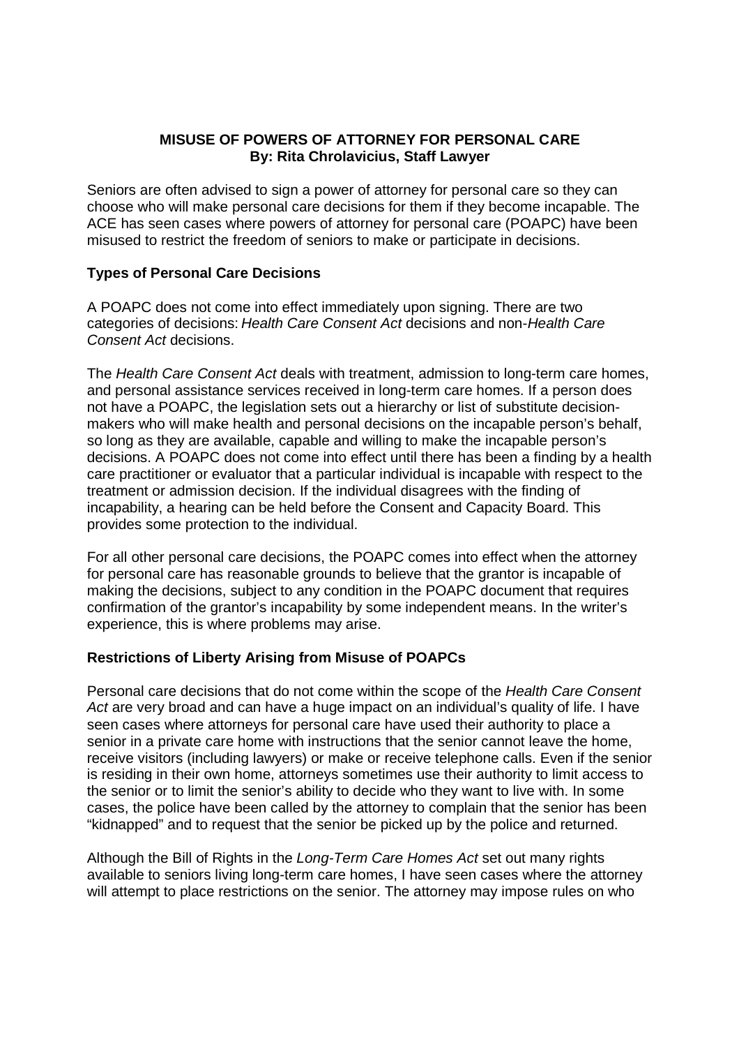# MISUSE OF POWERS OF ATTORNEY FOR PERSONAL CARE

**By: Rita Chrolavicius, Staff Lawyer**

Seniors are often advised to sign a power of attorney for personal care so they can choose who will make personal care decisions for them if they become incapable. The ACE has seen cases where powers of attorney for personal care (POAPC) have been misused to restrict the freedom of seniors to make or participate in decisions.

## Types of Personal Care Decisions

A POAPC does not come into effect immediately upon signing. There are two categories of decisions: *Health Care Consent Act* decisions and non-*Health Care Consent Act* decisions.

The *Health Care Consent Act* deals with treatment, admission to long-term care homes, and personal assistance services received in long-term care homes. If a person does not have a POAPC, the legislation sets out a hierarchy or list of substitute decision-makers who will make health and personal decisions on the incapable person's behalf, so long as they are available, capable and willing to make the incapable person's decisions. A POAPC does not come into effect until there has been a finding by a health care practitioner or evaluator that a particular individual is incapable with respect to the treatment or admission decision. If the individual disagrees with the finding of incapability, a hearing can be held before the Consent and Capacity Board. This provides some protection to the individual.

For all other personal care decisions, the POAPC comes into effect when the attorney for personal care has reasonable grounds to believe that the grantor is incapable of making the decisions, subject to any condition in the POAPC document that requires confirmation of the grantor's incapability by some independent means. In the writer's experience, this is where problems may arise.

## Restrictions of Liberty Arising from Misuse of POAPCs

Personal care decisions that do not come within the scope of the *Health Care Consent Act* are very broad and can have a huge impact on an individual's quality of life. I have seen cases where attorneys for personal care have used their authority to place a senior in a private care home with instructions that the senior cannot leave the home, receive visitors (including lawyers) or make or receive telephone calls. Even if the senior is residing in their own home, attorneys sometimes use their authority to limit access to the senior or to limit the senior's ability to decide who they want to live with. In some cases, the police have been called by the attorney to complain that the senior has been "kidnapped" and to request that the senior be picked up by the police and returned.

Although the Bill of Rights in the *Long-Term Care Homes Act* set out many rights available to seniors living long-term care homes, I have seen cases where the attorney will attempt to place restrictions on the senior. The attorney may impose rules on who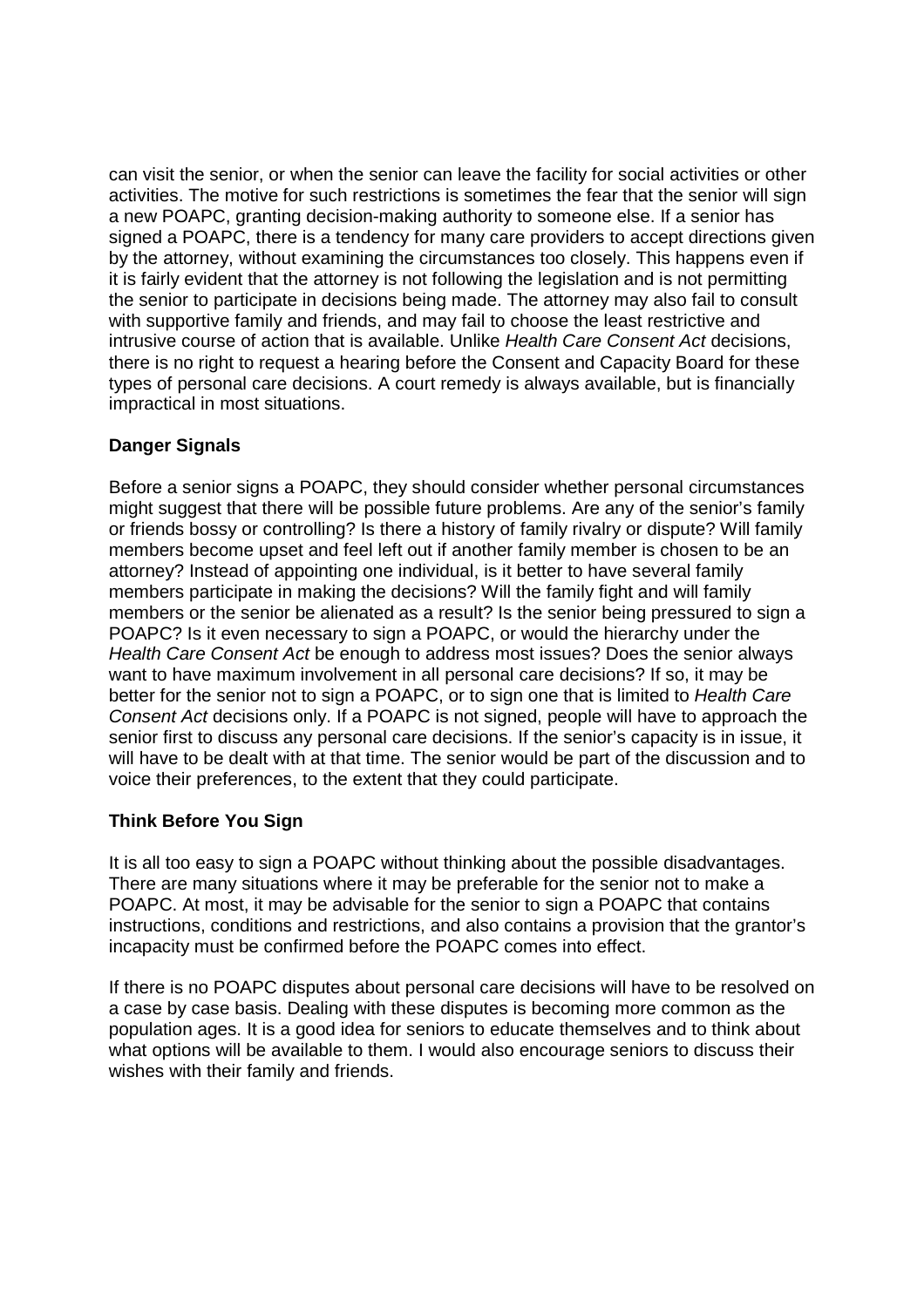can visit the senior, or when the senior can leave the facility for social activities or other activities. The motive for such restrictions is sometimes the fear that the senior will sign a new POAPC, granting decision-making authority to someone else. If a senior has signed a POAPC, there is a tendency for many care providers to accept directions given by the attorney, without examining the circumstances too closely. This happens even if it is fairly evident that the attorney is not following the legislation and is not permitting the senior to participate in decisions being made. The attorney may also fail to consult with supportive family and friends, and may fail to choose the least restrictive and intrusive course of action that is available. Unlike *Health Care Consent Act* decisions, there is no right to request a hearing before the Consent and Capacity Board for these types of personal care decisions. A court remedy is always available, but is financially impractical in most situations.

**Danger Signals**

Before a senior signs a POAPC, they should consider whether personal circumstances might suggest that there will be possible future problems. Are any of the senior's family or friends bossy or controlling? Is there a history of family rivalry or dispute? Will family members become upset and feel left out if another family member is chosen to be an attorney? Instead of appointing one individual, is it better to have several family members participate in making the decisions? Will the family fight and will family members or the senior be alienated as a result? Is the senior being pressured to sign a POAPC? Is it even necessary to sign a POAPC, or would the hierarchy under the *Health Care Consent Act* be enough to address most issues? Does the senior always want to have maximum involvement in all personal care decisions? If so, it may be better for the senior not to sign a POAPC, or to sign one that is limited to *Health Care Consent Act* decisions only. If a POAPC is not signed, people will have to approach the senior first to discuss any personal care decisions. If the senior's capacity is in issue, it will have to be dealt with at that time. The senior would be part of the discussion and to voice their preferences, to the extent that they could participate.

**Think Before You Sign**

It is all too easy to sign a POAPC without thinking about the possible disadvantages. There are many situations where it may be preferable for the senior not to make a POAPC. At most, it may be advisable for the senior to sign a POAPC that contains instructions, conditions and restrictions, and also contains a provision that the grantor's incapacity must be confirmed before the POAPC comes into effect.

If there is no POAPC disputes about personal care decisions will have to be resolved on a case by case basis. Dealing with these disputes is becoming more common as the population ages. It is a good idea for seniors to educate themselves and to think about what options will be available to them. I would also encourage seniors to discuss their wishes with their family and friends.